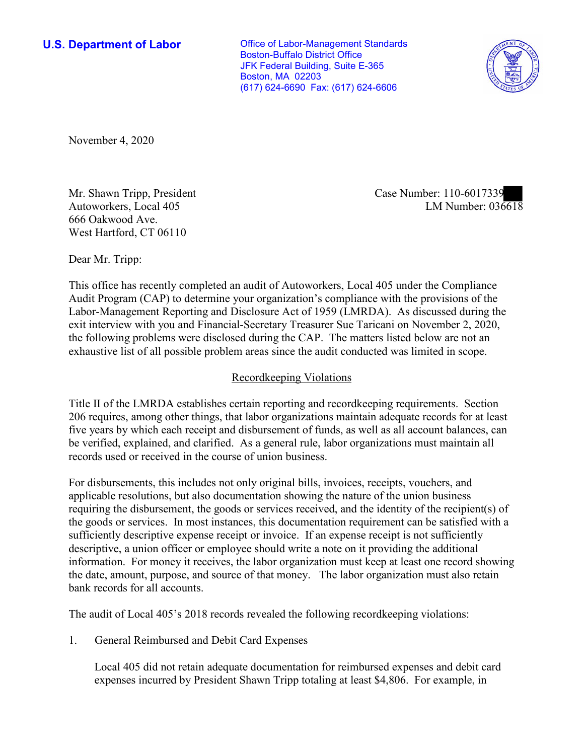**U.S. Department of Labor**

Office of Labor-Management Standards
Boston-Buffalo District Office
JFK Federal Building, Suite E-365
Boston, MA 02203
(617) 624-6690 Fax: (617) 624-6606

November 4, 2020

Mr. Shawn Tripp, President
Autoworkers, Local 405
666 Oakwood Ave.
West Hartford, CT 06110

Case Number: 110-6017339
LM Number: 036618

Dear Mr. Tripp:

This office has recently completed an audit of Autoworkers, Local 405 under the Compliance Audit Program (CAP) to determine your organization's compliance with the provisions of the Labor-Management Reporting and Disclosure Act of 1959 (LMRDA). As discussed during the exit interview with you and Financial-Secretary Treasurer Sue Taricani on November 2, 2020, the following problems were disclosed during the CAP. The matters listed below are not an exhaustive list of all possible problem areas since the audit conducted was limited in scope.

## Recordkeeping Violations

Title II of the LMRDA establishes certain reporting and recordkeeping requirements. Section 206 requires, among other things, that labor organizations maintain adequate records for at least five years by which each receipt and disbursement of funds, as well as all account balances, can be verified, explained, and clarified. As a general rule, labor organizations must maintain all records used or received in the course of union business.

For disbursements, this includes not only original bills, invoices, receipts, vouchers, and applicable resolutions, but also documentation showing the nature of the union business requiring the disbursement, the goods or services received, and the identity of the recipient(s) of the goods or services. In most instances, this documentation requirement can be satisfied with a sufficiently descriptive expense receipt or invoice. If an expense receipt is not sufficiently descriptive, a union officer or employee should write a note on it providing the additional information. For money it receives, the labor organization must keep at least one record showing the date, amount, purpose, and source of that money. The labor organization must also retain bank records for all accounts.

The audit of Local 405's 2018 records revealed the following recordkeeping violations:

1. General Reimbursed and Debit Card Expenses

   Local 405 did not retain adequate documentation for reimbursed expenses and debit card expenses incurred by President Shawn Tripp totaling at least $4,806. For example, in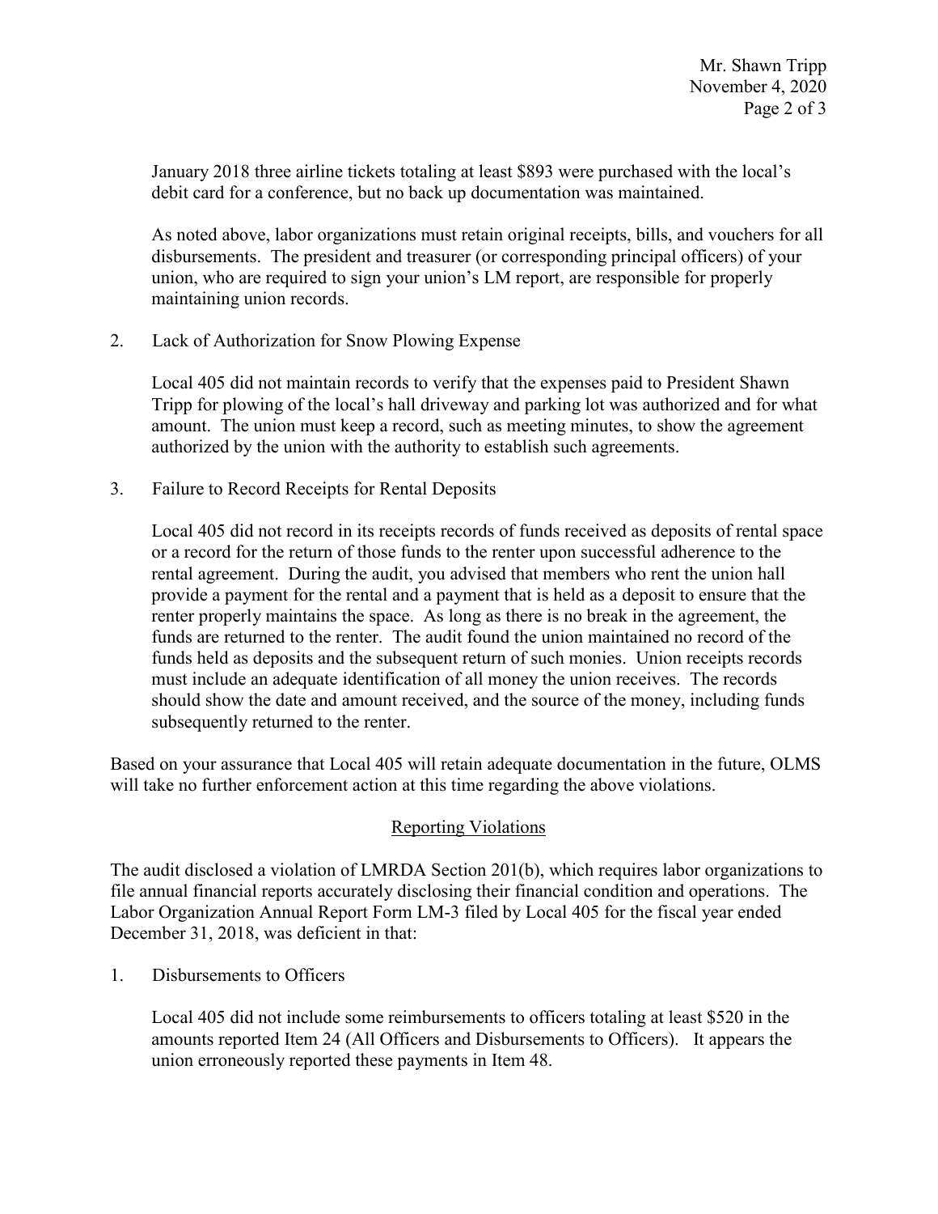January 2018 three airline tickets totaling at least $893 were purchased with the local's debit card for a conference, but no back up documentation was maintained.

As noted above, labor organizations must retain original receipts, bills, and vouchers for all disbursements. The president and treasurer (or corresponding principal officers) of your union, who are required to sign your union's LM report, are responsible for properly maintaining union records.

2. Lack of Authorization for Snow Plowing Expense

   Local 405 did not maintain records to verify that the expenses paid to President Shawn Tripp for plowing of the local's hall driveway and parking lot was authorized and for what amount. The union must keep a record, such as meeting minutes, to show the agreement authorized by the union with the authority to establish such agreements.

3. Failure to Record Receipts for Rental Deposits

   Local 405 did not record in its receipts records of funds received as deposits of rental space or a record for the return of those funds to the renter upon successful adherence to the rental agreement. During the audit, you advised that members who rent the union hall provide a payment for the rental and a payment that is held as a deposit to ensure that the renter properly maintains the space. As long as there is no break in the agreement, the funds are returned to the renter. The audit found the union maintained no record of the funds held as deposits and the subsequent return of such monies. Union receipts records must include an adequate identification of all money the union receives. The records should show the date and amount received, and the source of the money, including funds subsequently returned to the renter.

Based on your assurance that Local 405 will retain adequate documentation in the future, OLMS will take no further enforcement action at this time regarding the above violations.

## Reporting Violations

The audit disclosed a violation of LMRDA Section 201(b), which requires labor organizations to file annual financial reports accurately disclosing their financial condition and operations. The Labor Organization Annual Report Form LM-3 filed by Local 405 for the fiscal year ended December 31, 2018, was deficient in that:

1. Disbursements to Officers

   Local 405 did not include some reimbursements to officers totaling at least $520 in the amounts reported Item 24 (All Officers and Disbursements to Officers). It appears the union erroneously reported these payments in Item 48.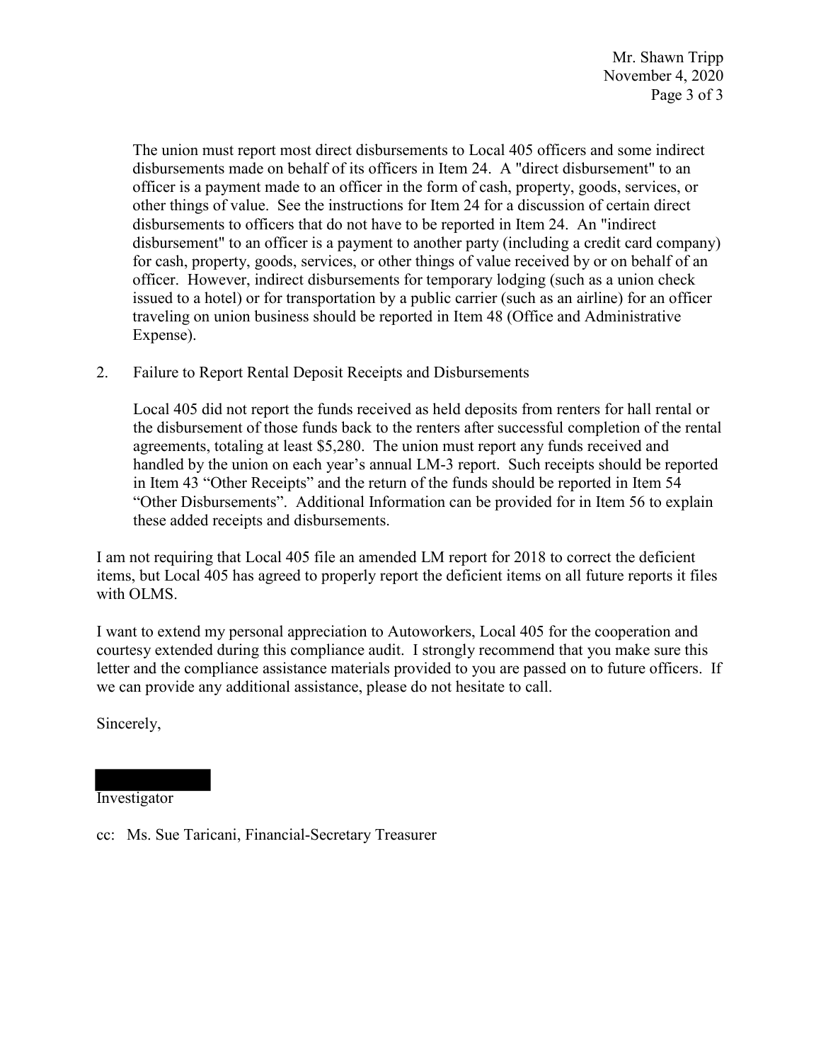The union must report most direct disbursements to Local 405 officers and some indirect disbursements made on behalf of its officers in Item 24. A "direct disbursement" to an officer is a payment made to an officer in the form of cash, property, goods, services, or other things of value. See the instructions for Item 24 for a discussion of certain direct disbursements to officers that do not have to be reported in Item 24. An "indirect disbursement" to an officer is a payment to another party (including a credit card company) for cash, property, goods, services, or other things of value received by or on behalf of an officer. However, indirect disbursements for temporary lodging (such as a union check issued to a hotel) or for transportation by a public carrier (such as an airline) for an officer traveling on union business should be reported in Item 48 (Office and Administrative Expense).

2. Failure to Report Rental Deposit Receipts and Disbursements

   Local 405 did not report the funds received as held deposits from renters for hall rental or the disbursement of those funds back to the renters after successful completion of the rental agreements, totaling at least $5,280. The union must report any funds received and handled by the union on each year's annual LM-3 report. Such receipts should be reported in Item 43 "Other Receipts" and the return of the funds should be reported in Item 54 "Other Disbursements". Additional Information can be provided for in Item 56 to explain these added receipts and disbursements.

I am not requiring that Local 405 file an amended LM report for 2018 to correct the deficient items, but Local 405 has agreed to properly report the deficient items on all future reports it files with OLMS.

I want to extend my personal appreciation to Autoworkers, Local 405 for the cooperation and courtesy extended during this compliance audit. I strongly recommend that you make sure this letter and the compliance assistance materials provided to you are passed on to future officers. If we can provide any additional assistance, please do not hesitate to call.

Sincerely,

Investigator

cc: Ms. Sue Taricani, Financial-Secretary Treasurer